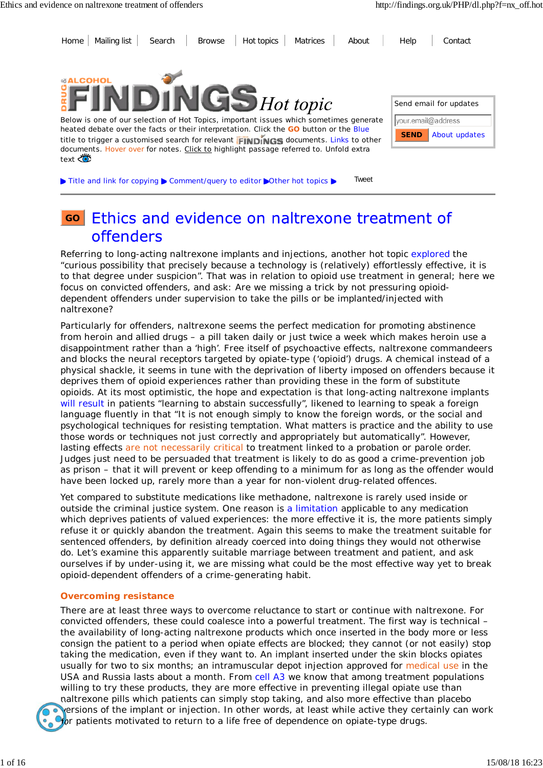Home | Mailing list | Search | Browse | Hot topics | Matrices | About | Help | Contact

DRUG & ALCOHOL FINDINGS *Hot topic*

Below is one of our selection of Hot Topics, important issues which sometimes generate heated debate over the facts or their interpretation. Click the **GO** button or the Blue title to trigger a customised search for relevant FINDINGS documents. Links to other documents. Hover over for notes. Click to highlight passage referred to. Unfold extra text

Send email for updates

your.email@address

SEND About updates

▶ Title and link for copying ▶ Comment/query to editor ▶Other hot topics ▶ Tweet

# GO Ethics and evidence on naltrexone treatment of offenders

Referring to long-acting naltrexone implants and injections, another hot topic explored the “curious possibility that precisely because a technology is (relatively) effortlessly effective, it is to that degree under suspicion”. That was in relation to opioid use treatment in general; here we focus on convicted offenders, and ask: Are we missing a trick by not pressuring opioid-dependent offenders under supervision to take the pills or be implanted/injected with naltrexone?

Particularly for offenders, naltrexone seems the perfect medication for promoting abstinence from heroin and allied drugs – a pill taken daily or just twice a week which makes heroin use a disappointment rather than a ‘high’. Free itself of psychoactive effects, naltrexone commandeers and blocks the neural receptors targeted by opiate-type (‘opioid’) drugs. A chemical instead of a physical shackle, it seems in tune with the deprivation of liberty imposed on offenders because it deprives them of opioid experiences rather than providing these in the form of substitute opioids. At its most optimistic, the hope and expectation is that long-acting naltrexone implants will result in patients “learning to abstain successfully”, likened to learning to speak a foreign language fluently in that “It is not enough simply to know the foreign words, or the social and psychological techniques for resisting temptation. What matters is practice and the ability to use those words or techniques not just correctly and appropriately but automatically”. However, lasting effects are not necessarily critical to treatment linked to a probation or parole order. Judges just need to be persuaded that treatment is likely to do as good a crime-prevention job as prison – that it will prevent or keep offending to a minimum for as long as the offender would have been locked up, rarely more than a year for non-violent drug-related offences.

Yet compared to substitute medications like methadone, naltrexone is rarely used inside or outside the criminal justice system. One reason is a limitation applicable to any medication which deprives patients of valued experiences: the more effective it is, the more patients simply refuse it or quickly abandon the treatment. Again this seems to make the treatment suitable for sentenced offenders, by definition already coerced into doing things they would not otherwise do. Let’s examine this apparently suitable marriage between treatment and patient, and ask ourselves if by under-using it, we are missing what could be the most effective way yet to break opioid-dependent offenders of a crime-generating habit.

### Overcoming resistance

There are at least three ways to overcome reluctance to start or continue with naltrexone. For convicted offenders, these could coalesce into a powerful treatment. The first way is technical – the availability of long-acting naltrexone products which once inserted in the body more or less consign the patient to a period when opiate effects are blocked; they cannot (or not easily) stop taking the medication, even if they want to. An implant inserted under the skin blocks opiates usually for two to six months; an intramuscular depot injection approved for medical use in the USA and Russia lasts about a month. From cell A3 we know that among treatment populations willing to try these products, they are more effective in preventing illegal opiate use than naltrexone pills which patients can simply stop taking, and also more effective than placebo versions of the implant or injection. In other words, at least while active they certainly can work for patients motivated to return to a life free of dependence on opiate-type drugs.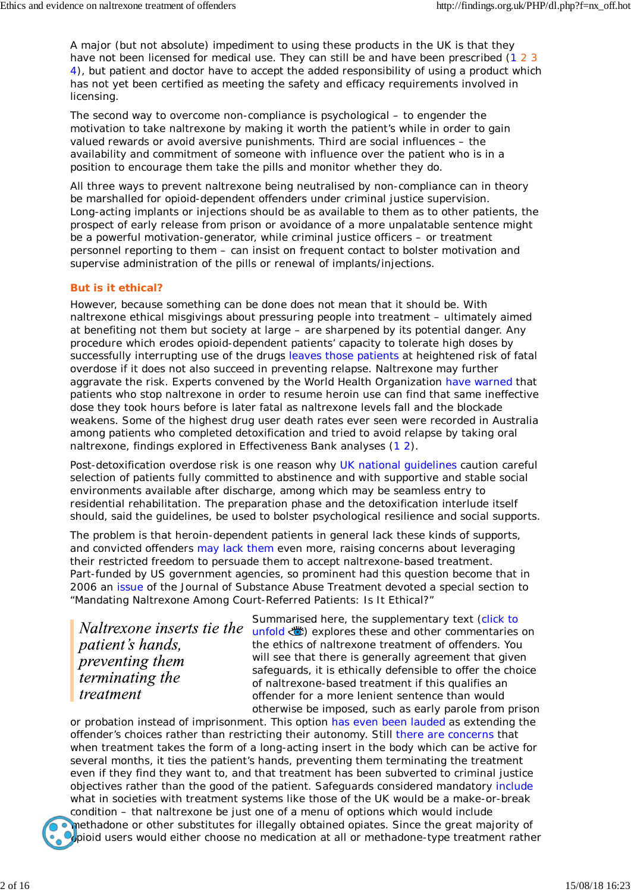A major (but not absolute) impediment to using these products in the UK is that they have not been licensed for medical use. They can still be and have been prescribed (1 2 3 4), but patient and doctor have to accept the added responsibility of using a product which has not yet been certified as meeting the safety and efficacy requirements involved in licensing.

The second way to overcome non-compliance is psychological – to engender the motivation to take naltrexone by making it worth the patient's while in order to gain valued rewards or avoid aversive punishments. Third are social influences – the availability and commitment of someone with influence over the patient who is in a position to encourage them take the pills and monitor whether they do.

All three ways to prevent naltrexone being neutralised by non-compliance can in theory be marshalled for opioid-dependent offenders under criminal justice supervision. Long-acting implants or injections should be as available to them as to other patients, the prospect of early release from prison or avoidance of a more unpalatable sentence might be a powerful motivation-generator, while criminal justice officers – or treatment personnel reporting to them – can insist on frequent contact to bolster motivation and supervise administration of the pills or renewal of implants/injections.

## But is it ethical?

However, because something can be done does not mean that it should be. With naltrexone ethical misgivings about pressuring people into treatment – ultimately aimed at benefiting not them but society at large – are sharpened by its potential danger. Any procedure which erodes opioid-dependent patients' capacity to tolerate high doses by successfully interrupting use of the drugs leaves those patients at heightened risk of fatal overdose if it does not also succeed in preventing relapse. Naltrexone may further aggravate the risk. Experts convened by the World Health Organization have warned that patients who stop naltrexone in order to resume heroin use can find that same ineffective dose they took hours before is later fatal as naltrexone levels fall and the blockade weakens. Some of the highest drug user death rates ever seen were recorded in Australia among patients who completed detoxification and tried to avoid relapse by taking oral naltrexone, findings explored in Effectiveness Bank analyses (1 2).

Post-detoxification overdose risk is one reason why UK national guidelines caution careful selection of patients fully committed to abstinence and with supportive and stable social environments available after discharge, among which may be seamless entry to residential rehabilitation. The preparation phase and the detoxification interlude itself should, said the guidelines, be used to bolster psychological resilience and social supports.

The problem is that heroin-dependent patients in general lack these kinds of supports, and convicted offenders may lack them even more, raising concerns about leveraging their restricted freedom to persuade them to accept naltrexone-based treatment. Part-funded by US government agencies, so prominent had this question become that in 2006 an issue of the Journal of Substance Abuse Treatment devoted a special section to "Mandating Naltrexone Among Court-Referred Patients: Is It Ethical?"

> *Naltrexone inserts tie the patient's hands, preventing them terminating the treatment*

Summarised here, the supplementary text (click to unfold) explores these and other commentaries on the ethics of naltrexone treatment of offenders. You will see that there is generally agreement that given safeguards, it is ethically defensible to offer the choice of naltrexone-based treatment if this qualifies an offender for a more lenient sentence than would otherwise be imposed, such as early parole from prison or probation instead of imprisonment. This option has even been lauded as extending the offender's choices rather than restricting their autonomy. Still there are concerns that when treatment takes the form of a long-acting insert in the body which can be active for several months, it ties the patient's hands, preventing them terminating the treatment even if they find they want to, and that treatment has been subverted to criminal justice objectives rather than the good of the patient. Safeguards considered mandatory include what in societies with treatment systems like those of the UK would be a make-or-break condition – that naltrexone be just one of a menu of options which would include methadone or other substitutes for illegally obtained opiates. Since the great majority of opioid users would either choose no medication at all or methadone-type treatment rather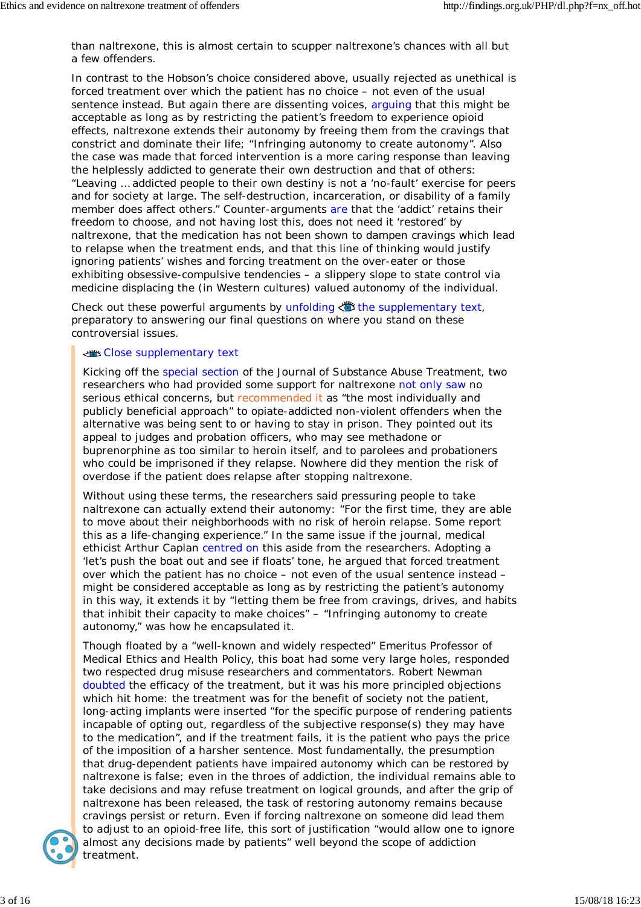than naltrexone, this is almost certain to scupper naltrexone's chances with all but a few offenders.

In contrast to the Hobson's choice considered above, usually rejected as unethical is forced treatment over which the patient has no choice – not even of the usual sentence instead. But again there are dissenting voices, arguing that this might be acceptable as long as by restricting the patient's freedom to experience opioid effects, naltrexone extends their autonomy by freeing them from the cravings that constrict and dominate their life; "Infringing autonomy to create autonomy". Also the case was made that forced intervention is a more caring response than leaving the helplessly addicted to generate their own destruction and that of others: "Leaving ... addicted people to their own destiny is not a 'no-fault' exercise for peers and for society at large. The self-destruction, incarceration, or disability of a family member does affect others." Counter-arguments are that the 'addict' retains their freedom to choose, and not having lost this, does not need it 'restored' by naltrexone, that the medication has not been shown to dampen cravings which lead to relapse when the treatment ends, and that this line of thinking would justify ignoring patients' wishes and forcing treatment on the over-eater or those exhibiting obsessive-compulsive tendencies – a slippery slope to state control via medicine displacing the (in Western cultures) valued autonomy of the individual.

Check out these powerful arguments by unfolding the supplementary text, preparatory to answering our final questions on where you stand on these controversial issues.

Close supplementary text

Kicking off the special section of the Journal of Substance Abuse Treatment, two researchers who had provided some support for naltrexone not only saw no serious ethical concerns, but recommended it as "the most individually and publicly beneficial approach" to opiate-addicted non-violent offenders when the alternative was being sent to or having to stay in prison. They pointed out its appeal to judges and probation officers, who may see methadone or buprenorphine as too similar to heroin itself, and to parolees and probationers who could be imprisoned if they relapse. Nowhere did they mention the risk of overdose if the patient does relapse after stopping naltrexone.

Without using these terms, the researchers said pressuring people to take naltrexone can actually extend their autonomy: "For the first time, they are able to move about their neighborhoods with no risk of heroin relapse. Some report this as a life-changing experience." In the same issue if the journal, medical ethicist Arthur Caplan centred on this aside from the researchers. Adopting a 'let's push the boat out and see if floats' tone, he argued that forced treatment over which the patient has no choice – not even of the usual sentence instead – might be considered acceptable as long as by restricting the patient's autonomy in this way, it extends it by "letting them be free from cravings, drives, and habits that inhibit their capacity to make choices" – "Infringing autonomy to create autonomy," was how he encapsulated it.

Though floated by a "well-known and widely respected" Emeritus Professor of Medical Ethics and Health Policy, this boat had some very large holes, responded two respected drug misuse researchers and commentators. Robert Newman doubted the efficacy of the treatment, but it was his more principled objections which hit home: the treatment was for the benefit of society not the patient, long-acting implants were inserted "for the specific purpose of rendering patients incapable of opting out, regardless of the subjective response(s) they may have to the medication", and if the treatment fails, it is the patient who pays the price of the imposition of a harsher sentence. Most fundamentally, the presumption that drug-dependent patients have impaired autonomy which can be restored by naltrexone is false; even in the throes of addiction, the individual remains able to take decisions and may refuse treatment on logical grounds, and after the grip of naltrexone has been released, the task of restoring autonomy remains because cravings persist or return. Even if forcing naltrexone on someone did lead them to adjust to an opioid-free life, this sort of justification "would allow one to ignore almost any decisions made by patients" well beyond the scope of addiction treatment.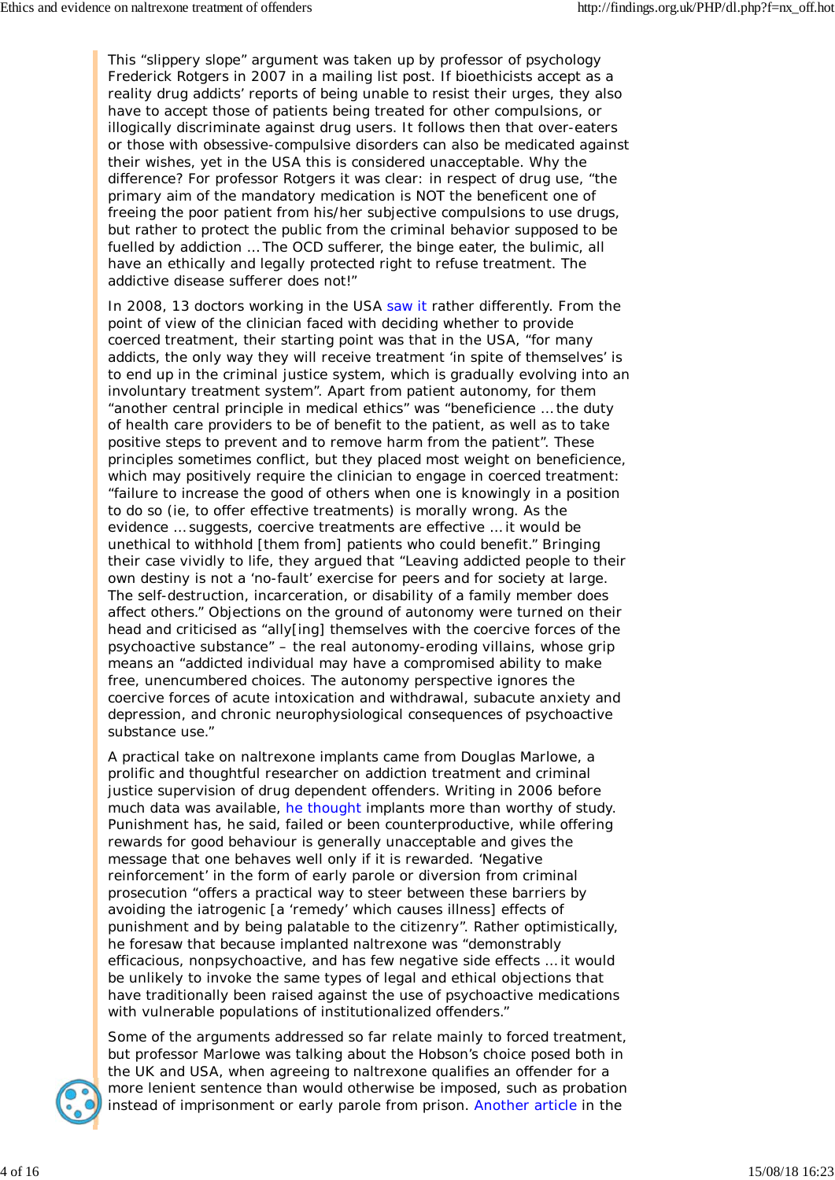This "slippery slope" argument was taken up by professor of psychology Frederick Rotgers in 2007 in a mailing list post. If bioethicists accept as a reality drug addicts' reports of being unable to resist their urges, they also have to accept those of patients being treated for other compulsions, or illogically discriminate against drug users. It follows then that over-eaters or those with obsessive-compulsive disorders can also be medicated against their wishes, yet in the USA this is considered unacceptable. Why the difference? For professor Rotgers it was clear: in respect of drug use, "the primary aim of the mandatory medication is NOT the beneficent one of freeing the poor patient from his/her subjective compulsions to use drugs, but rather to protect the public from the criminal behavior supposed to be fuelled by addiction ... The OCD sufferer, the binge eater, the bulimic, all have an ethically and legally protected right to refuse treatment. The addictive disease sufferer does not!"

In 2008, 13 doctors working in the USA saw it rather differently. From the point of view of the clinician faced with deciding whether to provide coerced treatment, their starting point was that in the USA, "for many addicts, the only way they will receive treatment 'in spite of themselves' is to end up in the criminal justice system, which is gradually evolving into an involuntary treatment system". Apart from patient autonomy, for them "another central principle in medical ethics" was "beneficence ... the duty of health care providers to be of benefit to the patient, as well as to take positive steps to prevent and to remove harm from the patient". These principles sometimes conflict, but they placed most weight on beneficence, which may positively require the clinician to engage in coerced treatment: "failure to increase the good of others when one is knowingly in a position to do so (ie, to offer effective treatments) is morally wrong. As the evidence ... suggests, coercive treatments are effective ... it would be unethical to withhold [them from] patients who could benefit." Bringing their case vividly to life, they argued that "Leaving addicted people to their own destiny is not a 'no-fault' exercise for peers and for society at large. The self-destruction, incarceration, or disability of a family member does affect others." Objections on the ground of autonomy were turned on their head and criticised as "ally[ing] themselves with the coercive forces of the psychoactive substance" – the real autonomy-eroding villains, whose grip means an "addicted individual may have a compromised ability to make free, unencumbered choices. The autonomy perspective ignores the coercive forces of acute intoxication and withdrawal, subacute anxiety and depression, and chronic neurophysiological consequences of psychoactive substance use."

A practical take on naltrexone implants came from Douglas Marlowe, a prolific and thoughtful researcher on addiction treatment and criminal justice supervision of drug dependent offenders. Writing in 2006 before much data was available, he thought implants more than worthy of study. Punishment has, he said, failed or been counterproductive, while offering rewards for good behaviour is generally unacceptable and gives the message that one behaves well only if it is rewarded. 'Negative reinforcement' in the form of early parole or diversion from criminal prosecution "offers a practical way to steer between these barriers by avoiding the iatrogenic [a 'remedy' which causes illness] effects of punishment and by being palatable to the citizenry". Rather optimistically, he foresaw that because implanted naltrexone was "demonstrably efficacious, nonpsychoactive, and has few negative side effects ... it would be unlikely to invoke the same types of legal and ethical objections that have traditionally been raised against the use of psychoactive medications with vulnerable populations of institutionalized offenders."

Some of the arguments addressed so far relate mainly to forced treatment, but professor Marlowe was talking about the Hobson's choice posed both in the UK and USA, when agreeing to naltrexone qualifies an offender for a more lenient sentence than would otherwise be imposed, such as probation instead of imprisonment or early parole from prison. Another article in the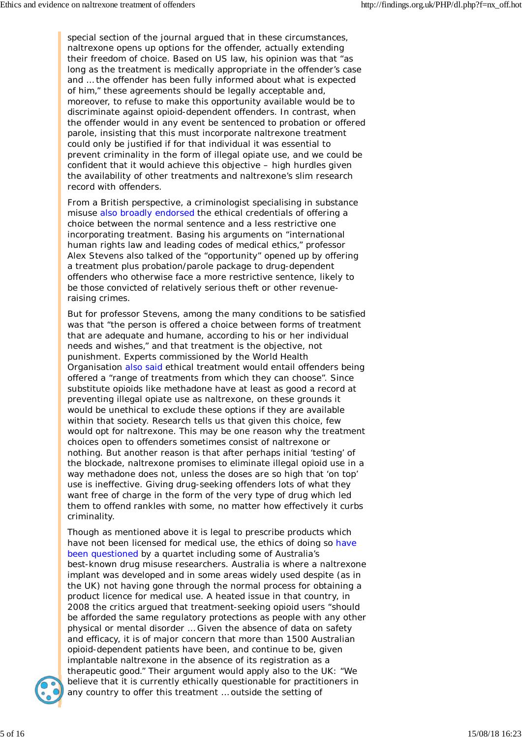special section of the journal argued that in these circumstances, naltrexone opens up options for the offender, actually extending their freedom of choice. Based on US law, his opinion was that "as long as the treatment is medically appropriate in the offender's case and … the offender has been fully informed about what is expected of him," these agreements should be legally acceptable and, moreover, to refuse to make this opportunity available would be to discriminate against opioid-dependent offenders. In contrast, when the offender would in any event be sentenced to probation or offered parole, insisting that this must incorporate naltrexone treatment could only be justified if for that individual it was essential to prevent criminality in the form of illegal opiate use, and we could be confident that it would achieve this objective – high hurdles given the availability of other treatments and naltrexone's slim research record with offenders.

From a British perspective, a criminologist specialising in substance misuse also broadly endorsed the ethical credentials of offering a choice between the normal sentence and a less restrictive one incorporating treatment. Basing his arguments on "international human rights law and leading codes of medical ethics," professor Alex Stevens also talked of the "opportunity" opened up by offering a treatment plus probation/parole package to drug-dependent offenders who otherwise face a more restrictive sentence, likely to be those convicted of relatively serious theft or other revenue-raising crimes.

But for professor Stevens, among the many conditions to be satisfied was that "the person is offered a choice between forms of treatment that are adequate and humane, according to his or her individual needs and wishes," and that treatment is the objective, not punishment. Experts commissioned by the World Health Organisation also said ethical treatment would entail offenders being offered a "range of treatments from which they can choose". Since substitute opioids like methadone have at least as good a record at preventing illegal opiate use as naltrexone, on these grounds it would be unethical to exclude these options if they are available within that society. Research tells us that given this choice, few would opt for naltrexone. This may be one reason why the treatment choices open to offenders sometimes consist of naltrexone or nothing. But another reason is that after perhaps initial 'testing' of the blockade, naltrexone promises to eliminate illegal opioid use in a way methadone does not, unless the doses are so high that 'on top' use is ineffective. Giving drug-seeking offenders lots of what they want free of charge in the form of the very type of drug which led them to offend rankles with some, no matter how effectively it curbs criminality.

Though as mentioned above it is legal to prescribe products which have not been licensed for medical use, the ethics of doing so have been questioned by a quartet including some of Australia's best-known drug misuse researchers. Australia is where a naltrexone implant was developed and in some areas widely used despite (as in the UK) not having gone through the normal process for obtaining a product licence for medical use. A heated issue in that country, in 2008 the critics argued that treatment-seeking opioid users "should be afforded the same regulatory protections as people with any other physical or mental disorder … Given the absence of data on safety and efficacy, it is of major concern that more than 1500 Australian opioid-dependent patients have been, and continue to be, given implantable naltrexone in the absence of its registration as a therapeutic good." Their argument would apply also to the UK: "We believe that it is currently ethically questionable for practitioners in any country to offer this treatment … outside the setting of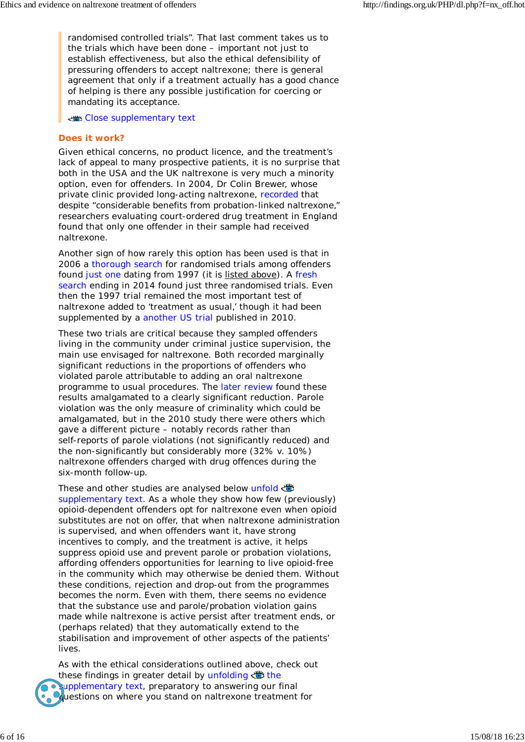> randomised controlled trials". That last comment takes us to the trials which have been done – important not just to establish effectiveness, but also the ethical defensibility of pressuring offenders to accept naltrexone; there is general agreement that only if a treatment actually has a good chance of helping is there any possible justification for coercing or mandating its acceptance.
>
> Close supplementary text

### Does it work?

Given ethical concerns, no product licence, and the treatment's lack of appeal to many prospective patients, it is no surprise that both in the USA and the UK naltrexone is very much a minority option, even for offenders. In 2004, Dr Colin Brewer, whose private clinic provided long-acting naltrexone, recorded that despite "considerable benefits from probation-linked naltrexone," researchers evaluating court-ordered drug treatment in England found that only one offender in their sample had received naltrexone.

Another sign of how rarely this option has been used is that in 2006 a thorough search for randomised trials among offenders found just one dating from 1997 (it is listed above). A fresh search ending in 2014 found just three randomised trials. Even then the 1997 trial remained the most important test of naltrexone added to 'treatment as usual,' though it had been supplemented by a another US trial published in 2010.

These two trials are critical because they sampled offenders living in the community under criminal justice supervision, the main use envisaged for naltrexone. Both recorded marginally significant reductions in the proportions of offenders who violated parole attributable to adding an oral naltrexone programme to usual procedures. The later review found these results amalgamated to a clearly significant reduction. Parole violation was the only measure of criminality which could be amalgamated, but in the 2010 study there were others which gave a different picture – notably records rather than self-reports of parole violations (not significantly reduced) and the non-significantly but considerably more (32% v. 10%) naltrexone offenders charged with drug offences during the six-month follow-up.

These and other studies are analysed below unfold supplementary text. As a whole they show how few (previously) opioid-dependent offenders opt for naltrexone even when opioid substitutes are not on offer, that when naltrexone administration is supervised, and when offenders want it, have strong incentives to comply, and the treatment is active, it helps suppress opioid use and prevent parole or probation violations, affording offenders opportunities for learning to live opioid-free in the community which may otherwise be denied them. Without these conditions, rejection and drop-out from the programmes becomes the norm. Even with them, there seems no evidence that the substance use and parole/probation violation gains made while naltrexone is active persist after treatment ends, or (perhaps related) that they automatically extend to the stabilisation and improvement of other aspects of the patients' lives.

As with the ethical considerations outlined above, check out these findings in greater detail by unfolding the supplementary text, preparatory to answering our final questions on where you stand on naltrexone treatment for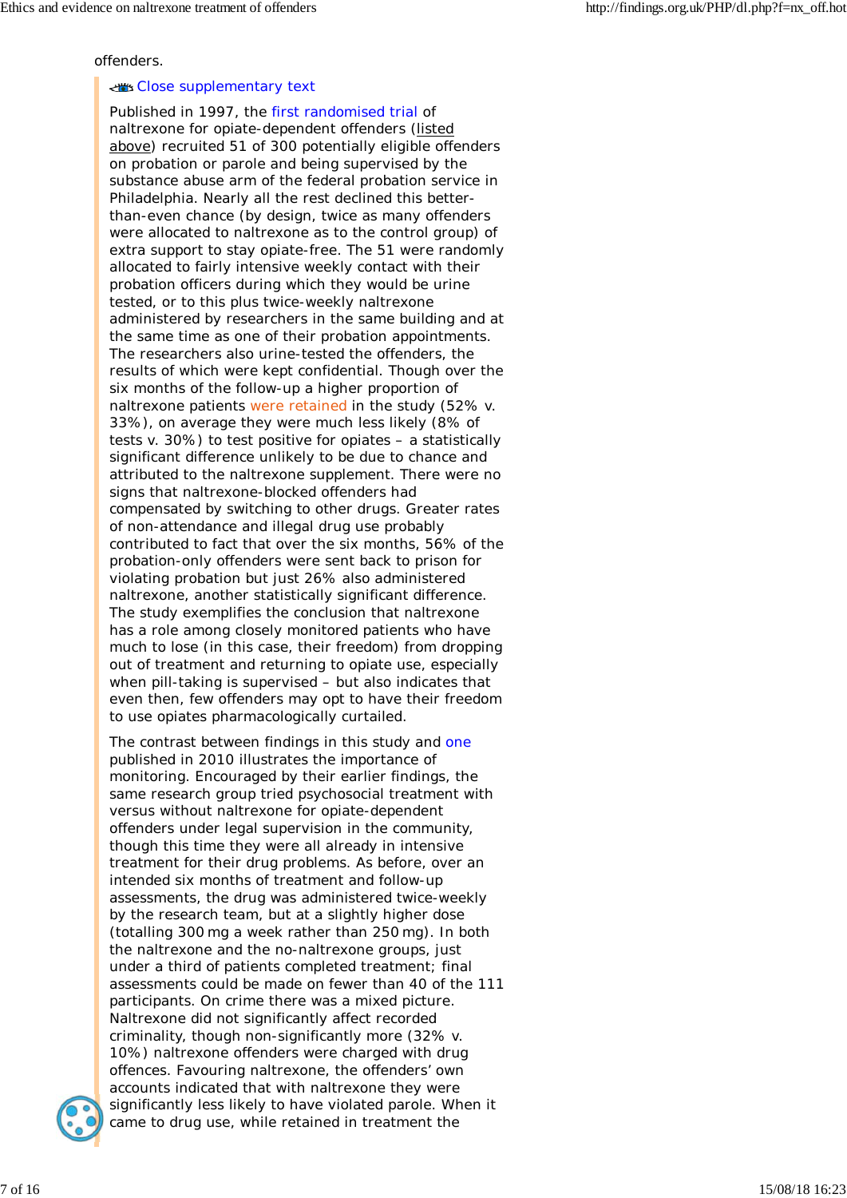offenders.

Close supplementary text

Published in 1997, the first randomised trial of naltrexone for opiate-dependent offenders (listed above) recruited 51 of 300 potentially eligible offenders on probation or parole and being supervised by the substance abuse arm of the federal probation service in Philadelphia. Nearly all the rest declined this better-than-even chance (by design, twice as many offenders were allocated to naltrexone as to the control group) of extra support to stay opiate-free. The 51 were randomly allocated to fairly intensive weekly contact with their probation officers during which they would be urine tested, or to this plus twice-weekly naltrexone administered by researchers in the same building and at the same time as one of their probation appointments. The researchers also urine-tested the offenders, the results of which were kept confidential. Though over the six months of the follow-up a higher proportion of naltrexone patients were retained in the study (52% v. 33%), on average they were much less likely (8% of tests v. 30%) to test positive for opiates – a statistically significant difference unlikely to be due to chance and attributed to the naltrexone supplement. There were no signs that naltrexone-blocked offenders had compensated by switching to other drugs. Greater rates of non-attendance and illegal drug use probably contributed to fact that over the six months, 56% of the probation-only offenders were sent back to prison for violating probation but just 26% also administered naltrexone, another statistically significant difference. The study exemplifies the conclusion that naltrexone has a role among closely monitored patients who have much to lose (in this case, their freedom) from dropping out of treatment and returning to opiate use, especially when pill-taking is supervised – but also indicates that even then, few offenders may opt to have their freedom to use opiates pharmacologically curtailed.

The contrast between findings in this study and one published in 2010 illustrates the importance of monitoring. Encouraged by their earlier findings, the same research group tried psychosocial treatment with versus without naltrexone for opiate-dependent offenders under legal supervision in the community, though this time they were all already in intensive treatment for their drug problems. As before, over an intended six months of treatment and follow-up assessments, the drug was administered twice-weekly by the research team, but at a slightly higher dose (totalling 300 mg a week rather than 250 mg). In both the naltrexone and the no-naltrexone groups, just under a third of patients completed treatment; final assessments could be made on fewer than 40 of the 111 participants. On crime there was a mixed picture. Naltrexone did not significantly affect recorded criminality, though non-significantly more (32% v. 10%) naltrexone offenders were charged with drug offences. Favouring naltrexone, the offenders' own accounts indicated that with naltrexone they were significantly less likely to have violated parole. When it came to drug use, while retained in treatment the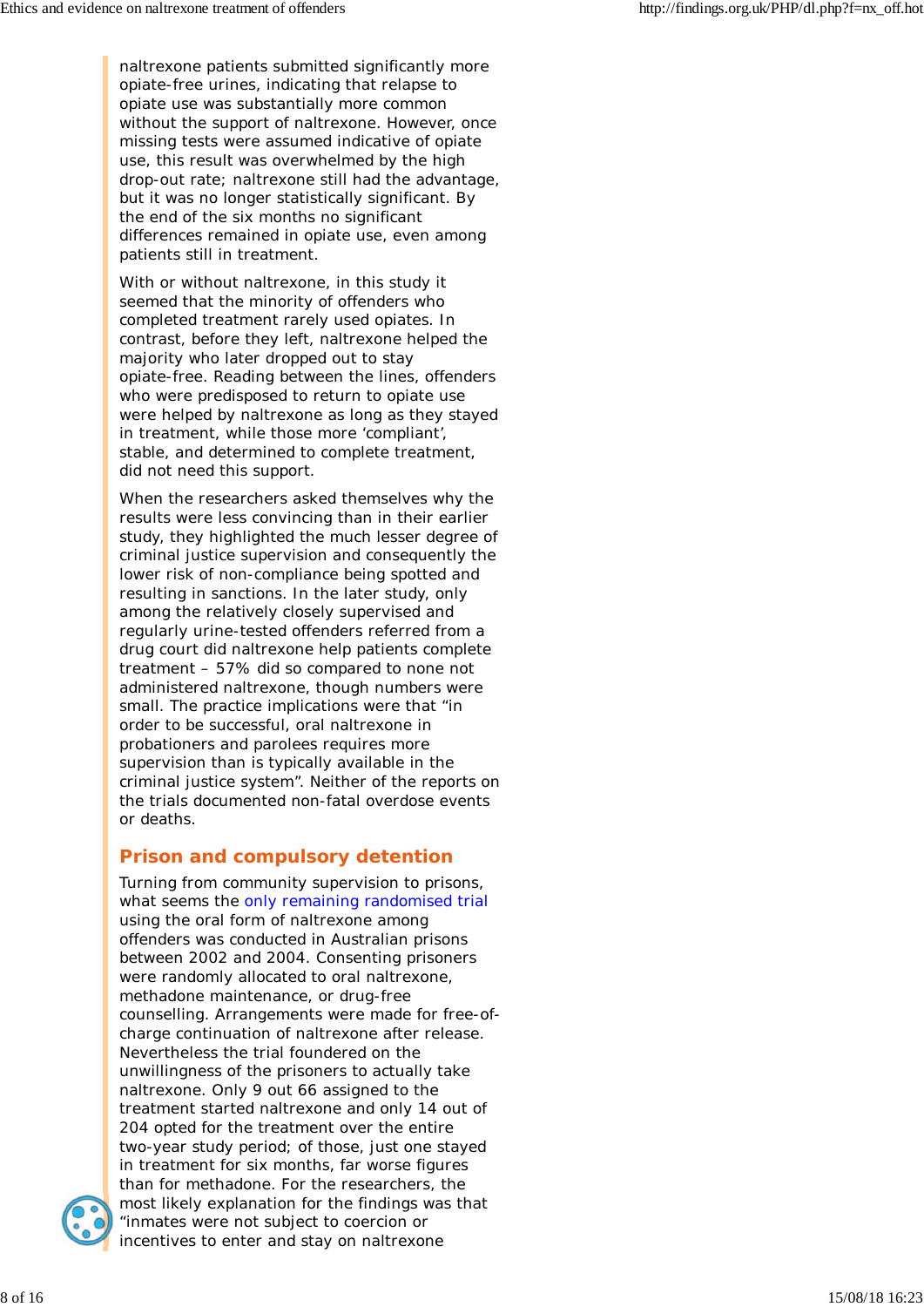naltrexone patients submitted significantly more opiate-free urines, indicating that relapse to opiate use was substantially more common without the support of naltrexone. However, once missing tests were assumed indicative of opiate use, this result was overwhelmed by the high drop-out rate; naltrexone still had the advantage, but it was no longer statistically significant. By the end of the six months no significant differences remained in opiate use, even among patients still in treatment.

With or without naltrexone, in this study it seemed that the minority of offenders who completed treatment rarely used opiates. In contrast, before they left, naltrexone helped the majority who later dropped out to stay opiate-free. Reading between the lines, offenders who were predisposed to return to opiate use were helped by naltrexone as long as they stayed in treatment, while those more 'compliant', stable, and determined to complete treatment, did not need this support.

When the researchers asked themselves why the results were less convincing than in their earlier study, they highlighted the much lesser degree of criminal justice supervision and consequently the lower risk of non-compliance being spotted and resulting in sanctions. In the later study, only among the relatively closely supervised and regularly urine-tested offenders referred from a drug court did naltrexone help patients complete treatment – 57% did so compared to none not administered naltrexone, though numbers were small. The practice implications were that "in order to be successful, oral naltrexone in probationers and parolees requires more supervision than is typically available in the criminal justice system". Neither of the reports on the trials documented non-fatal overdose events or deaths.

## Prison and compulsory detention

Turning from community supervision to prisons, what seems the only remaining randomised trial using the oral form of naltrexone among offenders was conducted in Australian prisons between 2002 and 2004. Consenting prisoners were randomly allocated to oral naltrexone, methadone maintenance, or drug-free counselling. Arrangements were made for free-of-charge continuation of naltrexone after release. Nevertheless the trial foundered on the unwillingness of the prisoners to actually take naltrexone. Only 9 out 66 assigned to the treatment started naltrexone and only 14 out of 204 opted for the treatment over the entire two-year study period; of those, just one stayed in treatment for six months, far worse figures than for methadone. For the researchers, the most likely explanation for the findings was that "inmates were not subject to coercion or incentives to enter and stay on naltrexone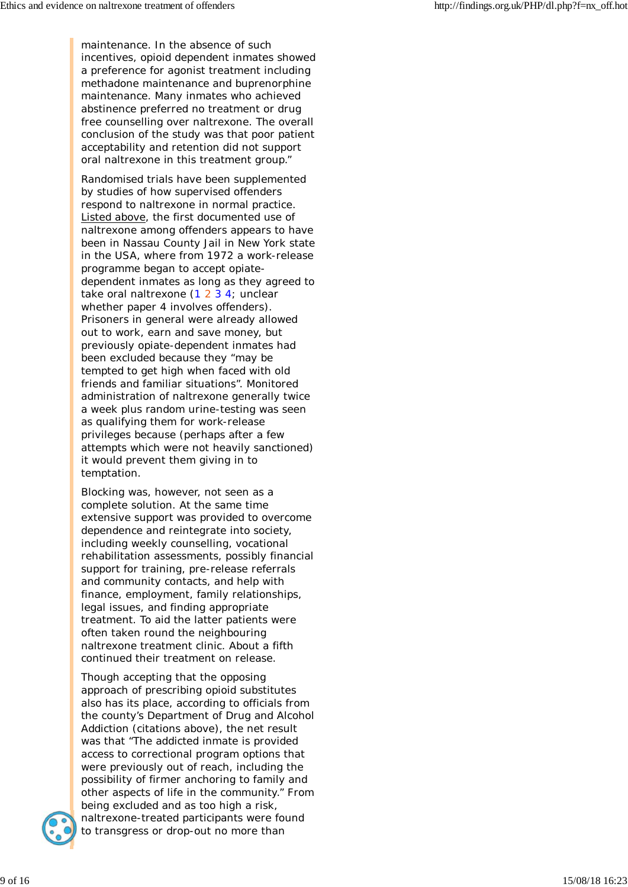maintenance. In the absence of such incentives, opioid dependent inmates showed a preference for agonist treatment including methadone maintenance and buprenorphine maintenance. Many inmates who achieved abstinence preferred no treatment or drug free counselling over naltrexone. The overall conclusion of the study was that poor patient acceptability and retention did not support oral naltrexone in this treatment group."

Randomised trials have been supplemented by studies of how supervised offenders respond to naltrexone in normal practice. Listed above, the first documented use of naltrexone among offenders appears to have been in Nassau County Jail in New York state in the USA, where from 1972 a work-release programme began to accept opiate-dependent inmates as long as they agreed to take oral naltrexone (1 2 3 4; unclear whether paper 4 involves offenders). Prisoners in general were already allowed out to work, earn and save money, but previously opiate-dependent inmates had been excluded because they "may be tempted to get high when faced with old friends and familiar situations". Monitored administration of naltrexone generally twice a week plus random urine-testing was seen as qualifying them for work-release privileges because (perhaps after a few attempts which were not heavily sanctioned) it would prevent them giving in to temptation.

Blocking was, however, not seen as a complete solution. At the same time extensive support was provided to overcome dependence and reintegrate into society, including weekly counselling, vocational rehabilitation assessments, possibly financial support for training, pre-release referrals and community contacts, and help with finance, employment, family relationships, legal issues, and finding appropriate treatment. To aid the latter patients were often taken round the neighbouring naltrexone treatment clinic. About a fifth continued their treatment on release.

Though accepting that the opposing approach of prescribing opioid substitutes also has its place, according to officials from the county's Department of Drug and Alcohol Addiction (citations above), the net result was that "The addicted inmate is provided access to correctional program options that were previously out of reach, including the possibility of firmer anchoring to family and other aspects of life in the community." From being excluded and as too high a risk, naltrexone-treated participants were found to transgress or drop-out no more than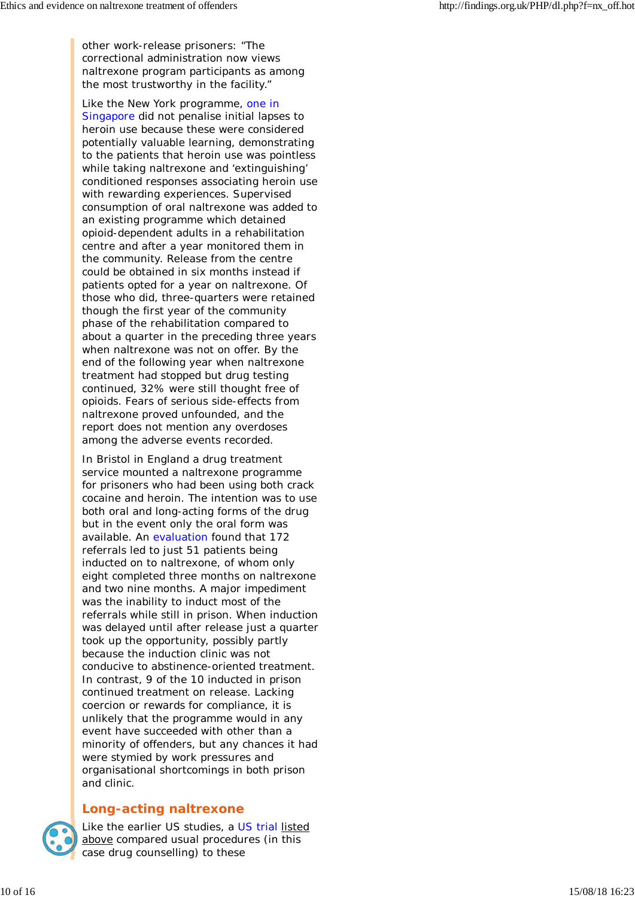other work-release prisoners: "The correctional administration now views naltrexone program participants as among the most trustworthy in the facility."

Like the New York programme, one in Singapore did not penalise initial lapses to heroin use because these were considered potentially valuable learning, demonstrating to the patients that heroin use was pointless while taking naltrexone and 'extinguishing' conditioned responses associating heroin use with rewarding experiences. Supervised consumption of oral naltrexone was added to an existing programme which detained opioid-dependent adults in a rehabilitation centre and after a year monitored them in the community. Release from the centre could be obtained in six months instead if patients opted for a year on naltrexone. Of those who did, three-quarters were retained though the first year of the community phase of the rehabilitation compared to about a quarter in the preceding three years when naltrexone was not on offer. By the end of the following year when naltrexone treatment had stopped but drug testing continued, 32% were still thought free of opioids. Fears of serious side-effects from naltrexone proved unfounded, and the report does not mention any overdoses among the adverse events recorded.

In Bristol in England a drug treatment service mounted a naltrexone programme for prisoners who had been using both crack cocaine and heroin. The intention was to use both oral and long-acting forms of the drug but in the event only the oral form was available. An evaluation found that 172 referrals led to just 51 patients being inducted on to naltrexone, of whom only eight completed three months on naltrexone and two nine months. A major impediment was the inability to induct most of the referrals while still in prison. When induction was delayed until after release just a quarter took up the opportunity, possibly partly because the induction clinic was not conducive to abstinence-oriented treatment. In contrast, 9 of the 10 inducted in prison continued treatment on release. Lacking coercion or rewards for compliance, it is unlikely that the programme would in any event have succeeded with other than a minority of offenders, but any chances it had were stymied by work pressures and organisational shortcomings in both prison and clinic.

## Long-acting naltrexone

Like the earlier US studies, a US trial listed above compared usual procedures (in this case drug counselling) to these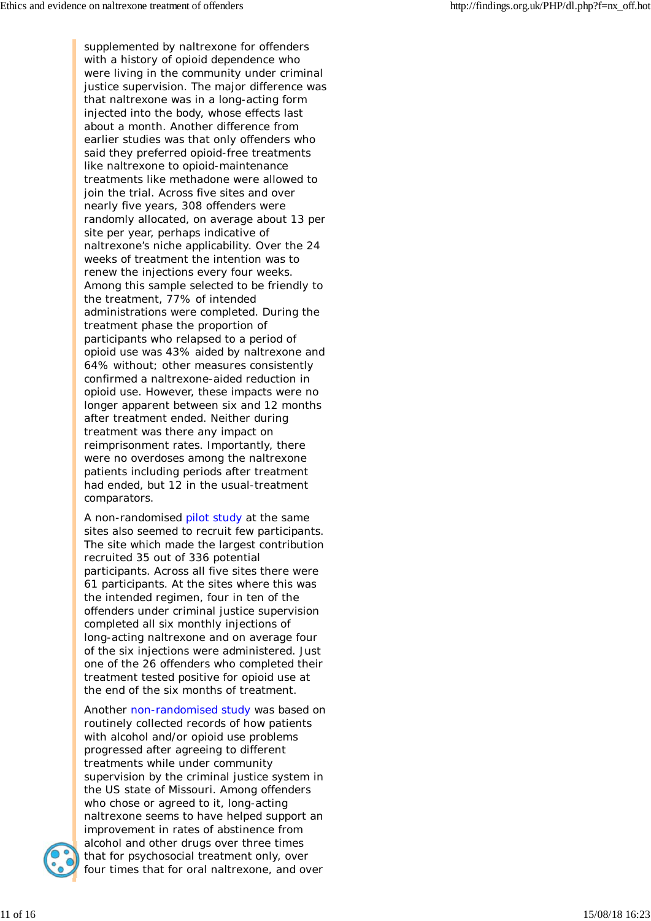supplemented by naltrexone for offenders with a history of opioid dependence who were living in the community under criminal justice supervision. The major difference was that naltrexone was in a long-acting form injected into the body, whose effects last about a month. Another difference from earlier studies was that only offenders who said they preferred opioid-free treatments like naltrexone to opioid-maintenance treatments like methadone were allowed to join the trial. Across five sites and over nearly five years, 308 offenders were randomly allocated, on average about 13 per site per year, perhaps indicative of naltrexone's niche applicability. Over the 24 weeks of treatment the intention was to renew the injections every four weeks. Among this sample selected to be friendly to the treatment, 77% of intended administrations were completed. During the treatment phase the proportion of participants who relapsed to a period of opioid use was 43% aided by naltrexone and 64% without; other measures consistently confirmed a naltrexone-aided reduction in opioid use. However, these impacts were no longer apparent between six and 12 months after treatment ended. Neither during treatment was there any impact on reimprisonment rates. Importantly, there were no overdoses among the naltrexone patients including periods after treatment had ended, but 12 in the usual-treatment comparators.

A non-randomised pilot study at the same sites also seemed to recruit few participants. The site which made the largest contribution recruited 35 out of 336 potential participants. Across all five sites there were 61 participants. At the sites where this was the intended regimen, four in ten of the offenders under criminal justice supervision completed all six monthly injections of long-acting naltrexone and on average four of the six injections were administered. Just one of the 26 offenders who completed their treatment tested positive for opioid use at the end of the six months of treatment.

Another non-randomised study was based on routinely collected records of how patients with alcohol and/or opioid use problems progressed after agreeing to different treatments while under community supervision by the criminal justice system in the US state of Missouri. Among offenders who chose or agreed to it, long-acting naltrexone seems to have helped support an improvement in rates of abstinence from alcohol and other drugs over three times that for psychosocial treatment only, over four times that for oral naltrexone, and over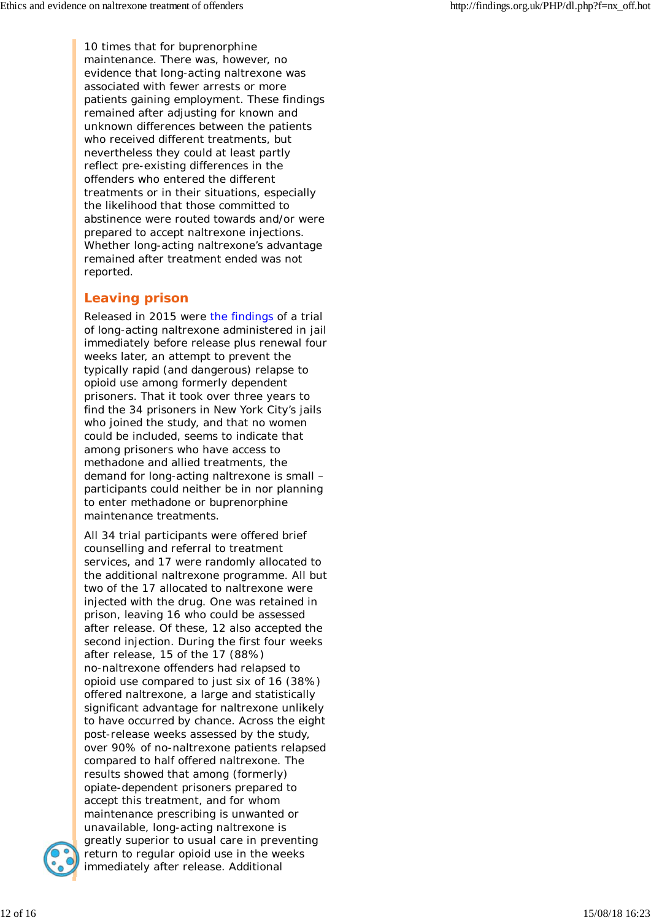10 times that for buprenorphine maintenance. There was, however, no evidence that long-acting naltrexone was associated with fewer arrests or more patients gaining employment. These findings remained after adjusting for known and unknown differences between the patients who received different treatments, but nevertheless they could at least partly reflect pre-existing differences in the offenders who entered the different treatments or in their situations, especially the likelihood that those committed to abstinence were routed towards and/or were prepared to accept naltrexone injections. Whether long-acting naltrexone's advantage remained after treatment ended was not reported.

## Leaving prison

Released in 2015 were the findings of a trial of long-acting naltrexone administered in jail immediately before release plus renewal four weeks later, an attempt to prevent the typically rapid (and dangerous) relapse to opioid use among formerly dependent prisoners. That it took over three years to find the 34 prisoners in New York City's jails who joined the study, and that no women could be included, seems to indicate that among prisoners who have access to methadone and allied treatments, the demand for long-acting naltrexone is small – participants could neither be in nor planning to enter methadone or buprenorphine maintenance treatments.

All 34 trial participants were offered brief counselling and referral to treatment services, and 17 were randomly allocated to the additional naltrexone programme. All but two of the 17 allocated to naltrexone were injected with the drug. One was retained in prison, leaving 16 who could be assessed after release. Of these, 12 also accepted the second injection. During the first four weeks after release, 15 of the 17 (88%) no-naltrexone offenders had relapsed to opioid use compared to just six of 16 (38%) offered naltrexone, a large and statistically significant advantage for naltrexone unlikely to have occurred by chance. Across the eight post-release weeks assessed by the study, over 90% of no-naltrexone patients relapsed compared to half offered naltrexone. The results showed that among (formerly) opiate-dependent prisoners prepared to accept this treatment, and for whom maintenance prescribing is unwanted or unavailable, long-acting naltrexone is greatly superior to usual care in preventing return to regular opioid use in the weeks immediately after release. Additional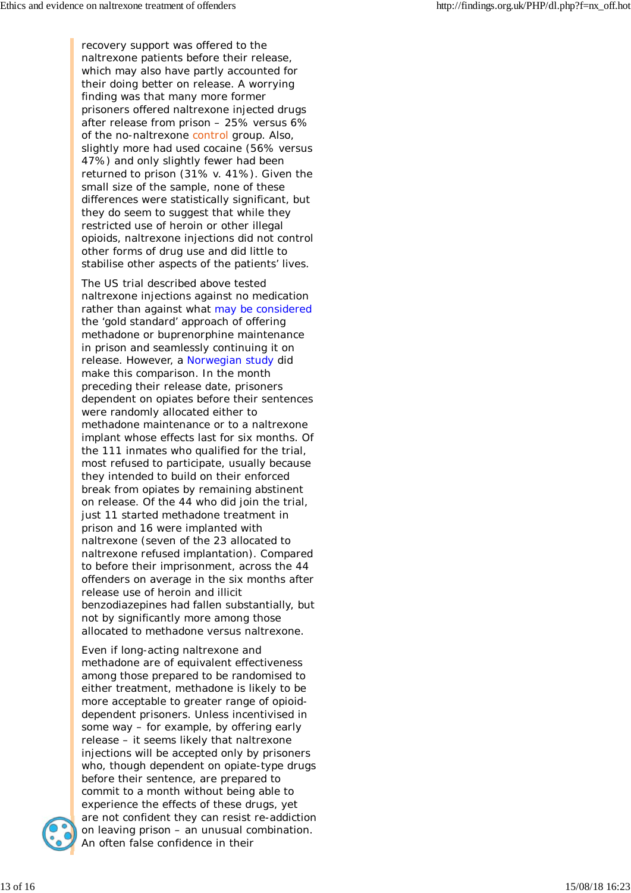recovery support was offered to the naltrexone patients before their release, which may also have partly accounted for their doing better on release. A worrying finding was that many more former prisoners offered naltrexone injected drugs after release from prison – 25% versus 6% of the no-naltrexone control group. Also, slightly more had used cocaine (56% versus 47%) and only slightly fewer had been returned to prison (31% v. 41%). Given the small size of the sample, none of these differences were statistically significant, but they do seem to suggest that while they restricted use of heroin or other illegal opioids, naltrexone injections did not control other forms of drug use and did little to stabilise other aspects of the patients' lives.

The US trial described above tested naltrexone injections against no medication rather than against what may be considered the 'gold standard' approach of offering methadone or buprenorphine maintenance in prison and seamlessly continuing it on release. However, a Norwegian study did make this comparison. In the month preceding their release date, prisoners dependent on opiates before their sentences were randomly allocated either to methadone maintenance or to a naltrexone implant whose effects last for six months. Of the 111 inmates who qualified for the trial, most refused to participate, usually because they intended to build on their enforced break from opiates by remaining abstinent on release. Of the 44 who did join the trial, just 11 started methadone treatment in prison and 16 were implanted with naltrexone (seven of the 23 allocated to naltrexone refused implantation). Compared to before their imprisonment, across the 44 offenders on average in the six months after release use of heroin and illicit benzodiazepines had fallen substantially, but not by significantly more among those allocated to methadone versus naltrexone.

Even if long-acting naltrexone and methadone are of equivalent effectiveness among those prepared to be randomised to either treatment, methadone is likely to be more acceptable to greater range of opioid-dependent prisoners. Unless incentivised in some way – for example, by offering early release – it seems likely that naltrexone injections will be accepted only by prisoners who, though dependent on opiate-type drugs before their sentence, are prepared to commit to a month without being able to experience the effects of these drugs, yet are not confident they can resist re-addiction on leaving prison – an unusual combination. An often false confidence in their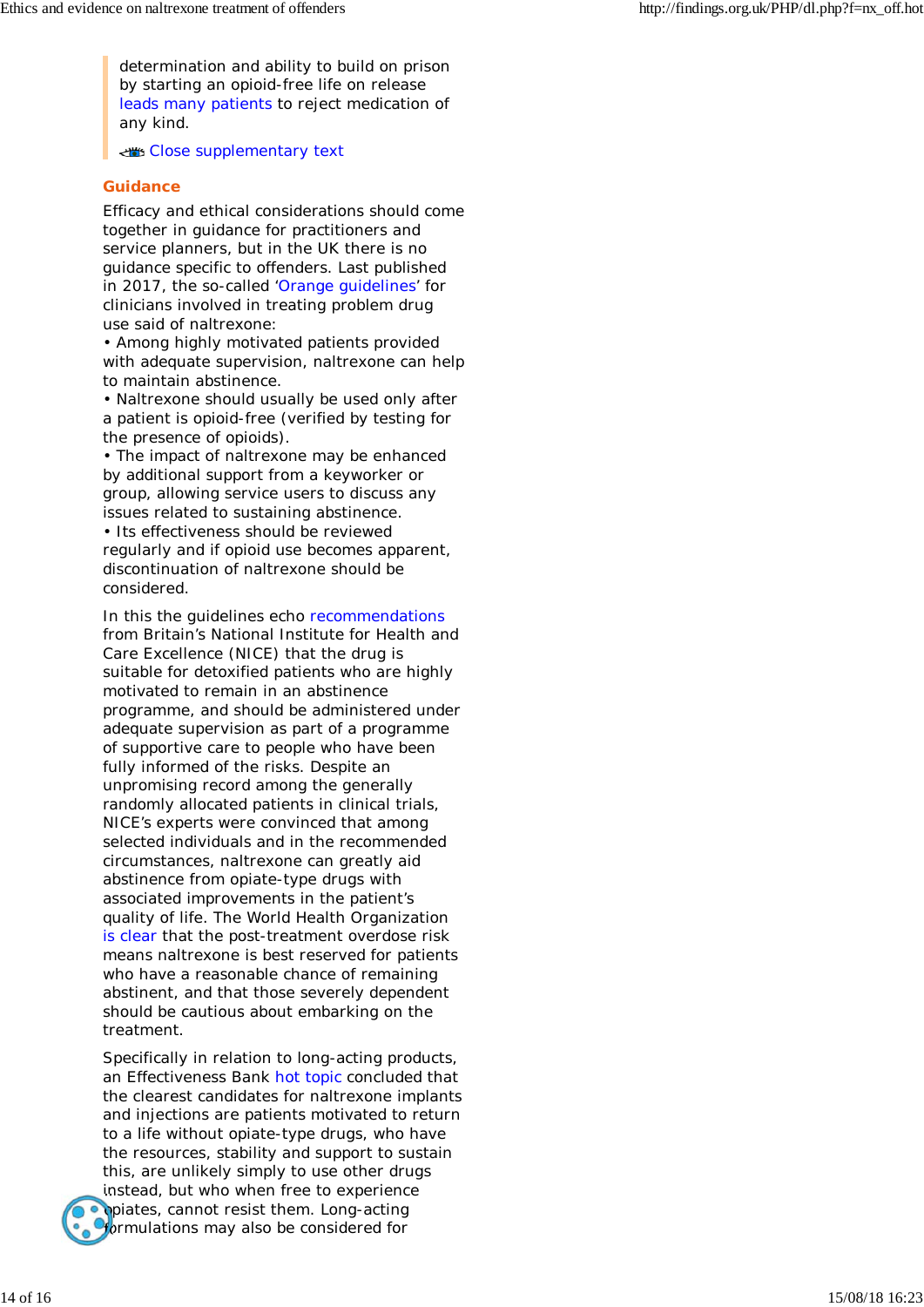determination and ability to build on prison by starting an opioid-free life on release leads many patients to reject medication of any kind.

Close supplementary text

## Guidance

Efficacy and ethical considerations should come together in guidance for practitioners and service planners, but in the UK there is no guidance specific to offenders. Last published in 2017, the so-called 'Orange guidelines' for clinicians involved in treating problem drug use said of naltrexone:

- Among highly motivated patients provided with adequate supervision, naltrexone can help to maintain abstinence.
- Naltrexone should usually be used only after a patient is opioid-free (verified by testing for the presence of opioids).
- The impact of naltrexone may be enhanced by additional support from a keyworker or group, allowing service users to discuss any issues related to sustaining abstinence.
- Its effectiveness should be reviewed regularly and if opioid use becomes apparent, discontinuation of naltrexone should be considered.

In this the guidelines echo recommendations from Britain's National Institute for Health and Care Excellence (NICE) that the drug is suitable for detoxified patients who are highly motivated to remain in an abstinence programme, and should be administered under adequate supervision as part of a programme of supportive care to people who have been fully informed of the risks. Despite an unpromising record among the generally randomly allocated patients in clinical trials, NICE's experts were convinced that among selected individuals and in the recommended circumstances, naltrexone can greatly aid abstinence from opiate-type drugs with associated improvements in the patient's quality of life. The World Health Organization is clear that the post-treatment overdose risk means naltrexone is best reserved for patients who have a reasonable chance of remaining abstinent, and that those severely dependent should be cautious about embarking on the treatment.

Specifically in relation to long-acting products, an Effectiveness Bank hot topic concluded that the clearest candidates for naltrexone implants and injections are patients motivated to return to a life without opiate-type drugs, who have the resources, stability and support to sustain this, are unlikely simply to use other drugs instead, but who when free to experience opiates, cannot resist them. Long-acting formulations may also be considered for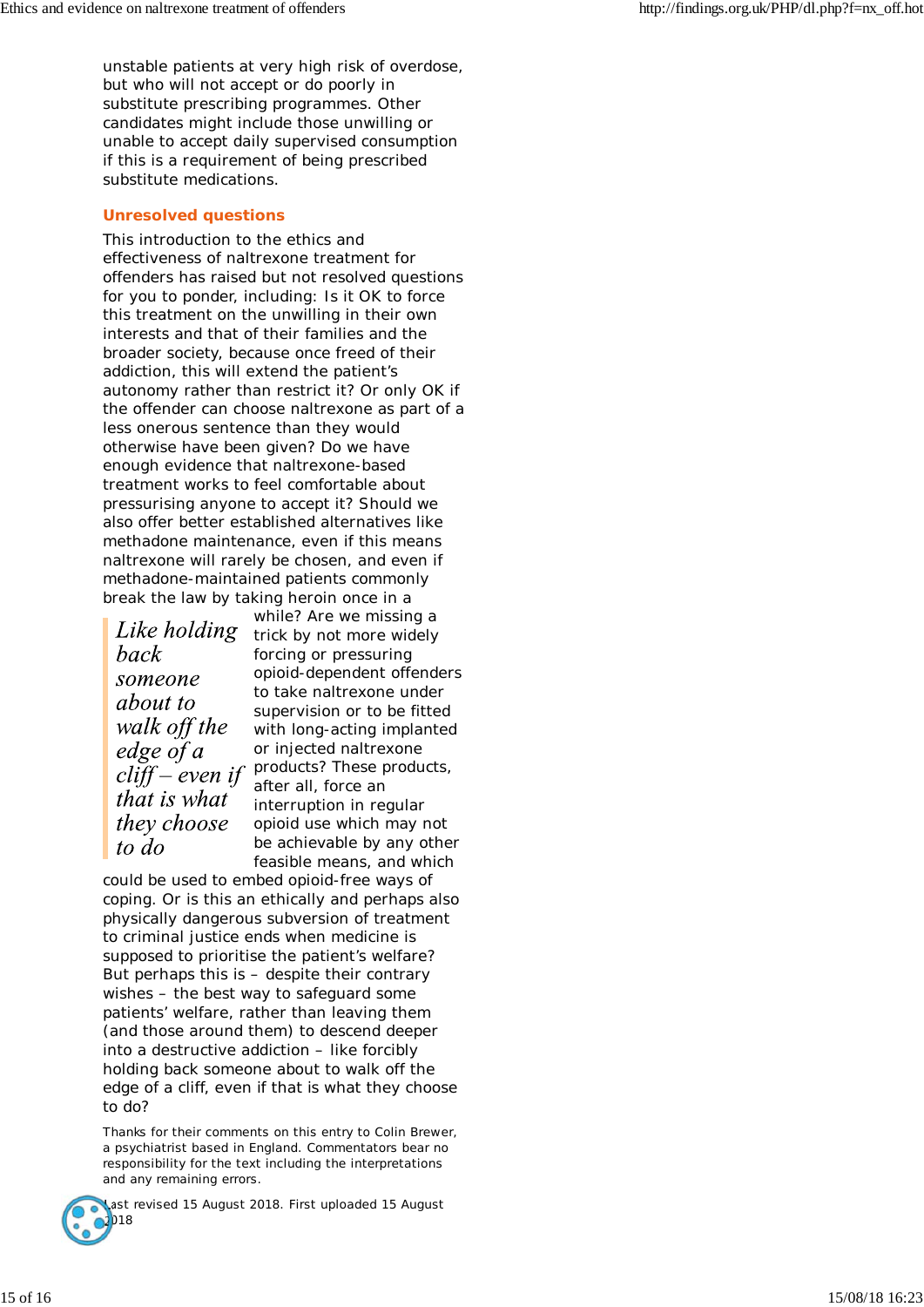unstable patients at very high risk of overdose, but who will not accept or do poorly in substitute prescribing programmes. Other candidates might include those unwilling or unable to accept daily supervised consumption if this is a requirement of being prescribed substitute medications.

### Unresolved questions

This introduction to the ethics and effectiveness of naltrexone treatment for offenders has raised but not resolved questions for you to ponder, including: Is it OK to force this treatment on the unwilling in their own interests and that of their families and the broader society, because once freed of their addiction, this will extend the patient's autonomy rather than restrict it? Or only OK if the offender can choose naltrexone as part of a less onerous sentence than they would otherwise have been given? Do we have enough evidence that naltrexone-based treatment works to feel comfortable about pressurising anyone to accept it? Should we also offer better established alternatives like methadone maintenance, even if this means naltrexone will rarely be chosen, and even if methadone-maintained patients commonly break the law by taking heroin once in a while? Are we missing a trick by not more widely forcing or pressuring opioid-dependent offenders to take naltrexone under supervision or to be fitted with long-acting implanted or injected naltrexone products? These products, after all, force an interruption in regular opioid use which may not be achievable by any other feasible means, and which could be used to embed opioid-free ways of coping. Or is this an ethically and perhaps also physically dangerous subversion of treatment to criminal justice ends when medicine is supposed to prioritise the patient's welfare? But perhaps this is – despite their contrary wishes – the best way to safeguard some patients' welfare, rather than leaving them (and those around them) to descend deeper into a destructive addiction – like forcibly holding back someone about to walk off the edge of a cliff, even if that is what they choose to do?

> *Like holding back someone about to walk off the edge of a cliff – even if that is what they choose to do*

Thanks for their comments on this entry to Colin Brewer, a psychiatrist based in England. Commentators bear no responsibility for the text including the interpretations and any remaining errors.

Last revised 15 August 2018. First uploaded 15 August 2018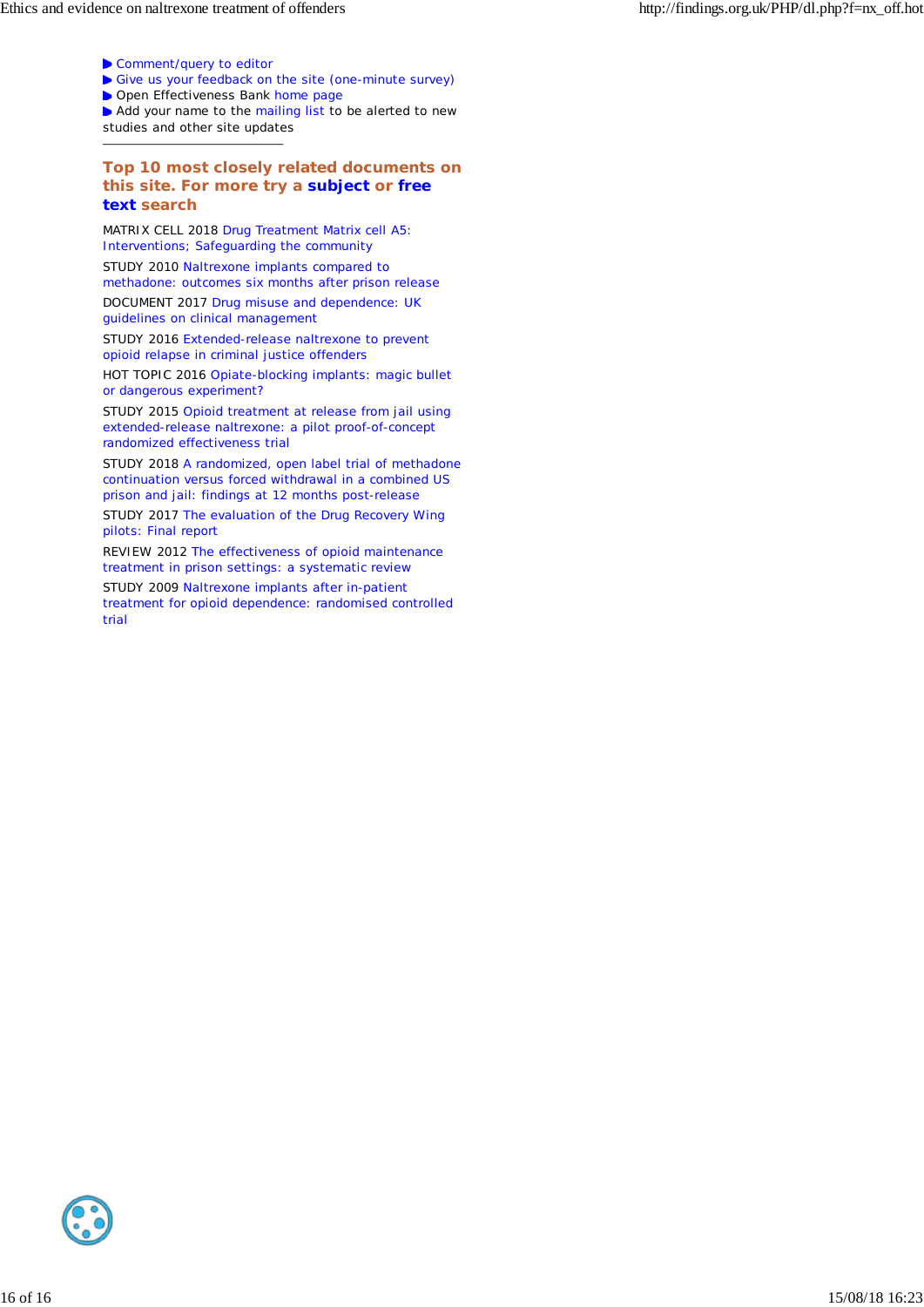- Comment/query to editor
- Give us your feedback on the site (one-minute survey)
- Open Effectiveness Bank home page
- Add your name to the mailing list to be alerted to new studies and other site updates

## Top 10 most closely related documents on this site. For more try a subject or free text search

MATRIX CELL 2018 Drug Treatment Matrix cell A5: Interventions; Safeguarding the community

STUDY 2010 Naltrexone implants compared to methadone: outcomes six months after prison release

DOCUMENT 2017 Drug misuse and dependence: UK guidelines on clinical management

STUDY 2016 Extended-release naltrexone to prevent opioid relapse in criminal justice offenders

HOT TOPIC 2016 Opiate-blocking implants: magic bullet or dangerous experiment?

STUDY 2015 Opioid treatment at release from jail using extended-release naltrexone: a pilot proof-of-concept randomized effectiveness trial

STUDY 2018 A randomized, open label trial of methadone continuation versus forced withdrawal in a combined US prison and jail: findings at 12 months post-release

STUDY 2017 The evaluation of the Drug Recovery Wing pilots: Final report

REVIEW 2012 The effectiveness of opioid maintenance treatment in prison settings: a systematic review

STUDY 2009 Naltrexone implants after in-patient treatment for opioid dependence: randomised controlled trial